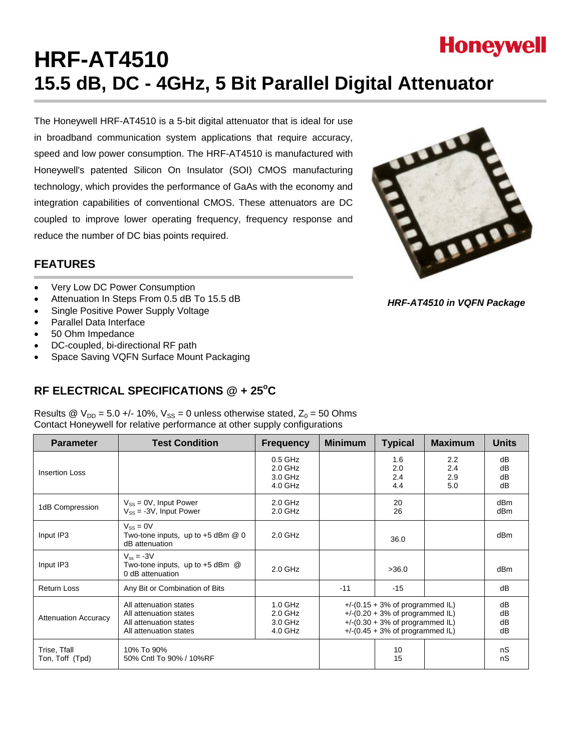Honeywell

# HRF-AT4510

# 15.5 dB, DC - 4GHz, 5 Bit Parallel Digital Attenuator

The Honeywell HRF-AT4510 is a 5-bit digital attenuator that is ideal for use in broadband communication system applications that require accuracy, speed and low power consumption. The HRF-AT4510 is manufactured with Honeywell's patented Silicon On Insulator (SOI) CMOS manufacturing technology, which provides the performance of GaAs with the economy and integration capabilities of conventional CMOS. These attenuators are DC coupled to improve lower operating frequency, frequency response and reduce the number of DC bias points required.

*HRF-AT4510 in VQFN Package*

## FEATURES

- Very Low DC Power Consumption
- Attenuation In Steps From 0.5 dB To 15.5 dB
- Single Positive Power Supply Voltage
- Parallel Data Interface
- 50 Ohm Impedance
- DC-coupled, bi-directional RF path
- Space Saving VQFN Surface Mount Packaging

## RF ELECTRICAL SPECIFICATIONS @ + 25°C

Results @ $V_{DD}$ = 5.0 +/- 10%, $V_{SS}$ = 0 unless otherwise stated, $Z_0$ = 50 Ohms
Contact Honeywell for relative performance at other supply configurations

| Parameter | Test Condition | Frequency | Minimum | Typical | Maximum | Units |
|---|---|---|---|---|---|---|
| Insertion Loss | | 0.5 GHz<br>2.0 GHz<br>3.0 GHz<br>4.0 GHz | | 1.6<br>2.0<br>2.4<br>4.4 | 2.2<br>2.4<br>2.9<br>5.0 | dB<br>dB<br>dB<br>dB |
| 1dB Compression | $V_{SS}$ = 0V, Input Power<br>$V_{SS}$ = -3V, Input Power | 2.0 GHz<br>2.0 GHz | | 20<br>26 | | dBm<br>dBm |
| Input IP3 | $V_{SS}$ = 0V<br>Two-tone inputs, up to +5 dBm @ 0 dB attenuation | 2.0 GHz | | 36.0 | | dBm |
| Input IP3 | $V_{ss}$ = -3V<br>Two-tone inputs, up to +5 dBm @ 0 dB attenuation | 2.0 GHz | | >36.0 | | dBm |
| Return Loss | Any Bit or Combination of Bits | | -11 | -15 | | dB |
| Attenuation Accuracy | All attenuation states<br>All attenuation states<br>All attenuation states<br>All attenuation states | 1.0 GHz<br>2.0 GHz<br>3.0 GHz<br>4.0 GHz | +/-(0.15 + 3% of programmed IL)<br>+/-(0.20 + 3% of programmed IL)<br>+/-(0.30 + 3% of programmed IL)<br>+/-(0.45 + 3% of programmed IL) | | | dB<br>dB<br>dB<br>dB |
| Trise, Tfall<br>Ton, Toff (Tpd) | 10% To 90%<br>50% Cntl To 90% / 10%RF | | | 10<br>15 | | nS<br>nS |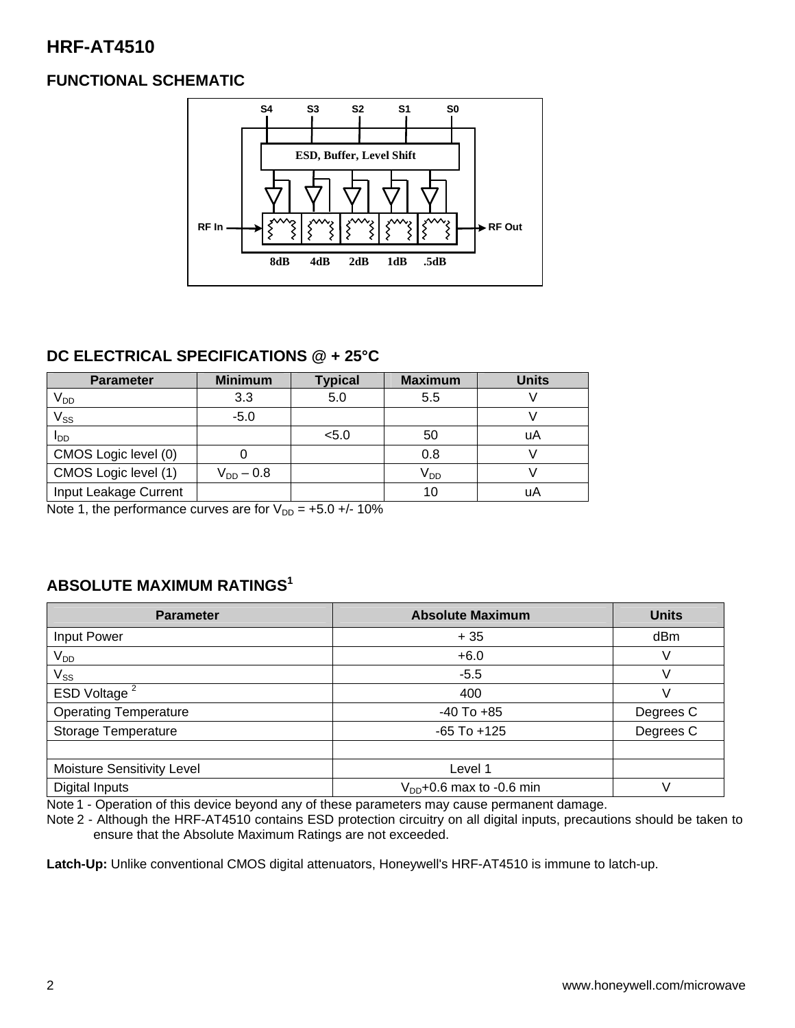## HRF-AT4510

### FUNCTIONAL SCHEMATIC

S4 S3 S2 S1 S0

ESD, Buffer, Level Shift

RF In → 8dB 4dB 2dB 1dB .5dB → RF Out

### DC ELECTRICAL SPECIFICATIONS @ + 25°C

| Parameter | Minimum | Typical | Maximum | Units |
|---|---|---|---|---|
| $V_{DD}$ | 3.3 | 5.0 | 5.5 | V |
| $V_{SS}$ | -5.0 | | | V |
| $I_{DD}$ | | <5.0 | 50 | uA |
| CMOS Logic level (0) | 0 | | 0.8 | V |
| CMOS Logic level (1) | $V_{DD}$ – 0.8 | | $V_{DD}$ | V |
| Input Leakage Current | | | 10 | uA |

Note 1, the performance curves are for $V_{DD}$ = +5.0 +/- 10%

### ABSOLUTE MAXIMUM RATINGS[1]

| Parameter | Absolute Maximum | Units |
|---|---|---|
| Input Power | + 35 | dBm |
| $V_{DD}$ | +6.0 | V |
| $V_{SS}$ | -5.5 | V |
| ESD Voltage [2] | 400 | V |
| Operating Temperature | -40 To +85 | Degrees C |
| Storage Temperature | -65 To +125 | Degrees C |
| | | |
| Moisture Sensitivity Level | Level 1 | |
| Digital Inputs | $V_{DD}$+0.6 max to -0.6 min | V |

Note 1 - Operation of this device beyond any of these parameters may cause permanent damage.

Note 2 - Although the HRF-AT4510 contains ESD protection circuitry on all digital inputs, precautions should be taken to ensure that the Absolute Maximum Ratings are not exceeded.

**Latch-Up:** Unlike conventional CMOS digital attenuators, Honeywell's HRF-AT4510 is immune to latch-up.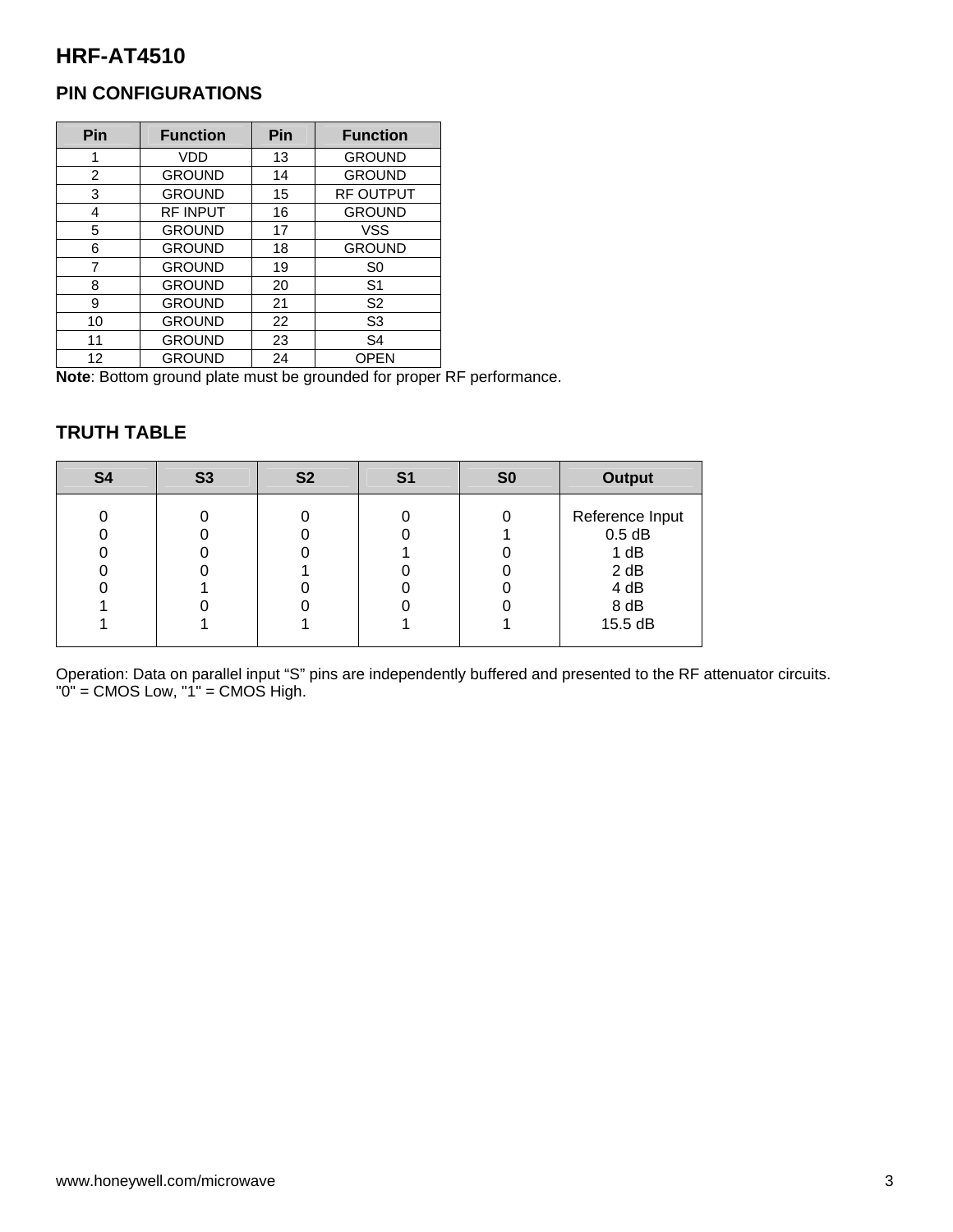# HRF-AT4510

## PIN CONFIGURATIONS

| Pin | Function | Pin | Function |
|---|---|---|---|
| 1 | VDD | 13 | GROUND |
| 2 | GROUND | 14 | GROUND |
| 3 | GROUND | 15 | RF OUTPUT |
| 4 | RF INPUT | 16 | GROUND |
| 5 | GROUND | 17 | VSS |
| 6 | GROUND | 18 | GROUND |
| 7 | GROUND | 19 | S0 |
| 8 | GROUND | 20 | S1 |
| 9 | GROUND | 21 | S2 |
| 10 | GROUND | 22 | S3 |
| 11 | GROUND | 23 | S4 |
| 12 | GROUND | 24 | OPEN |

**Note**: Bottom ground plate must be grounded for proper RF performance.

## TRUTH TABLE

| S4 | S3 | S2 | S1 | S0 | Output |
|---|---|---|---|---|---|
| 0 | 0 | 0 | 0 | 0 | Reference Input |
| 0 | 0 | 0 | 0 | 1 | 0.5 dB |
| 0 | 0 | 0 | 1 | 0 | 1 dB |
| 0 | 0 | 1 | 0 | 0 | 2 dB |
| 0 | 1 | 0 | 0 | 0 | 4 dB |
| 1 | 0 | 0 | 0 | 0 | 8 dB |
| 1 | 1 | 1 | 1 | 1 | 15.5 dB |

Operation: Data on parallel input "S" pins are independently buffered and presented to the RF attenuator circuits. "0" = CMOS Low, "1" = CMOS High.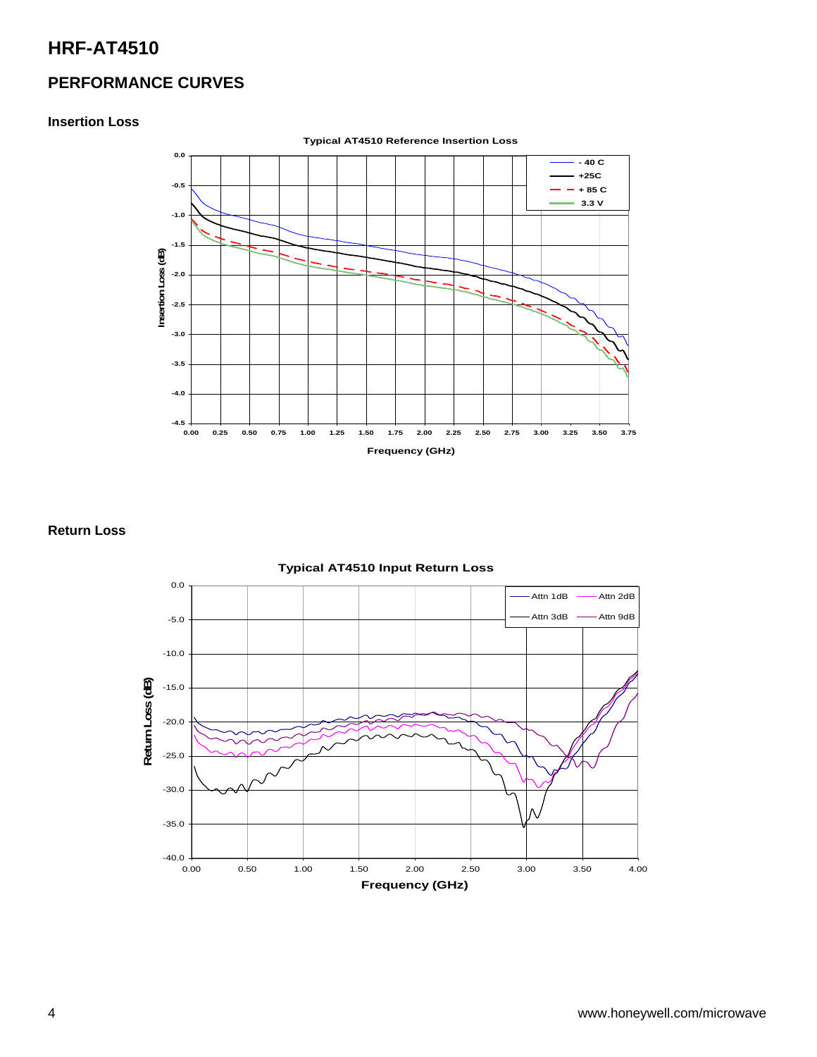# HRF-AT4510

## PERFORMANCE CURVES

### Insertion Loss

Typical AT4510 Reference Insertion Loss

### Return Loss

Typical AT4510 Input Return Loss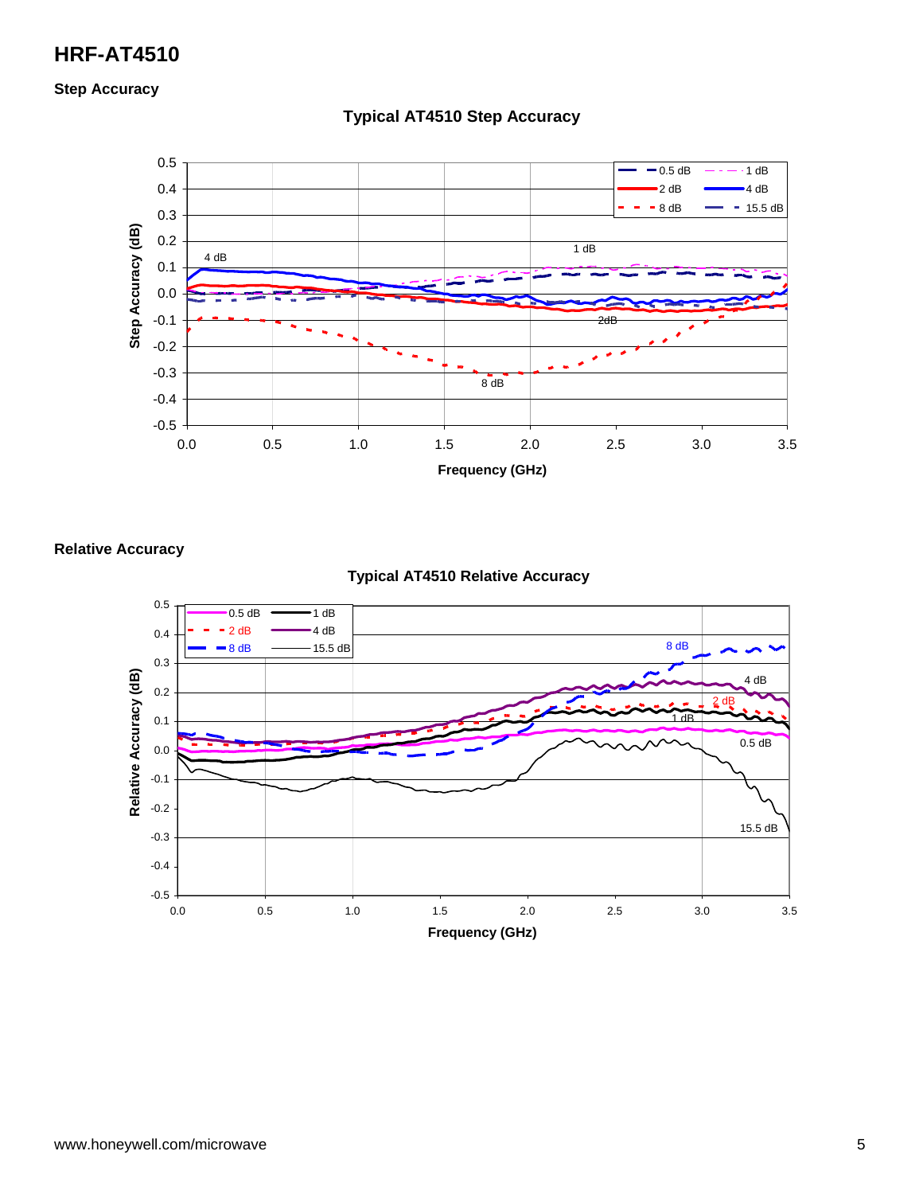# HRF-AT4510

### Step Accuracy

**Typical AT4510 Step Accuracy**

### Relative Accuracy

**Typical AT4510 Relative Accuracy**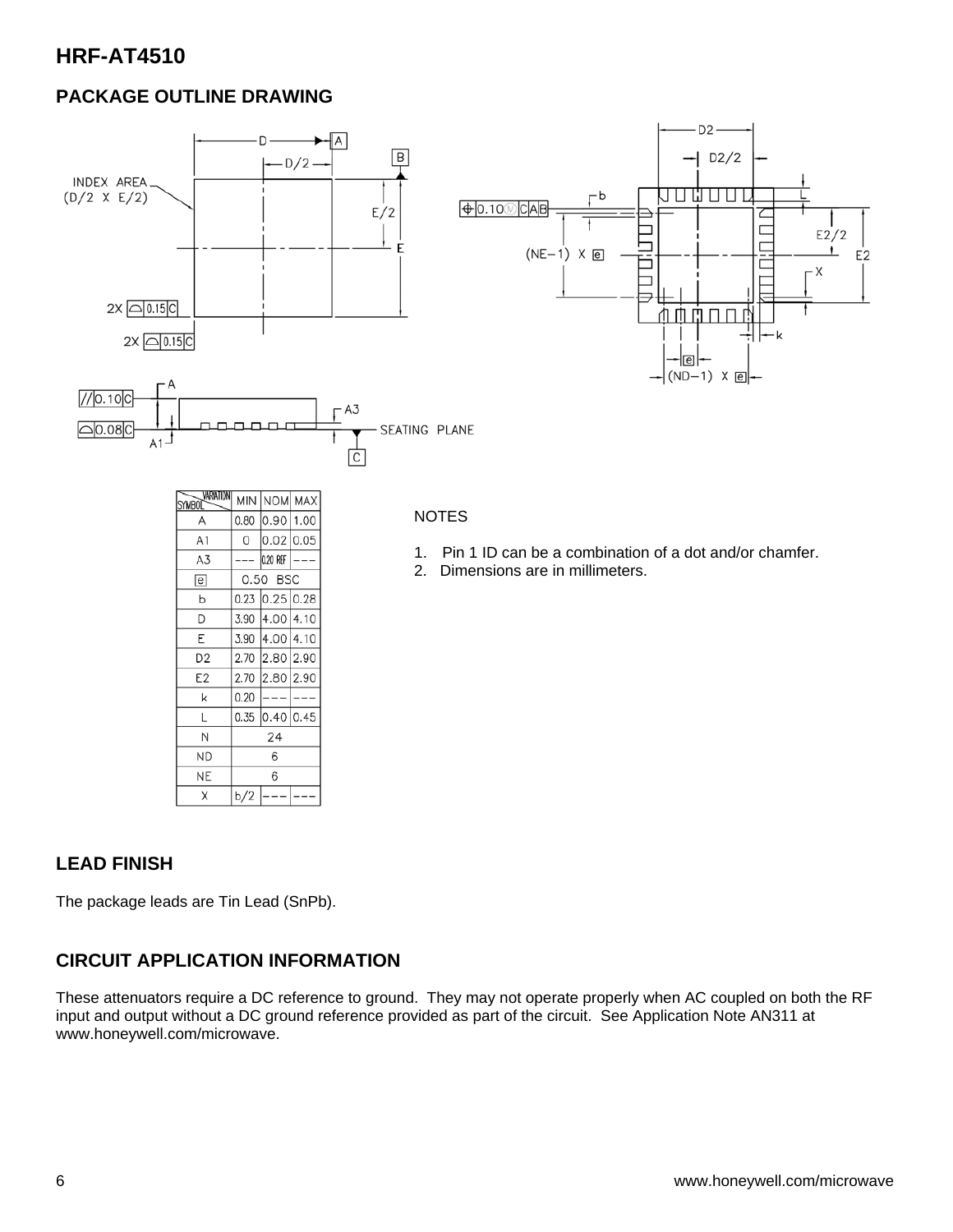# HRF-AT4510

## PACKAGE OUTLINE DRAWING

| SYMBOL | MIN | NOM | MAX |
|---|---|---|---|
| A | 0.80 | 0.90 | 1.00 |
| A1 | 0 | 0.02 | 0.05 |
| A3 | --- | 0.20 REF | --- |
| e | 0.50 BSC | | |
| b | 0.23 | 0.25 | 0.28 |
| D | 3.90 | 4.00 | 4.10 |
| E | 3.90 | 4.00 | 4.10 |
| D2 | 2.70 | 2.80 | 2.90 |
| E2 | 2.70 | 2.80 | 2.90 |
| k | 0.20 | --- | --- |
| L | 0.35 | 0.40 | 0.45 |
| N | 24 | | |
| ND | 6 | | |
| NE | 6 | | |
| X | b/2 | --- | --- |

NOTES

1. Pin 1 ID can be a combination of a dot and/or chamfer.
2. Dimensions are in millimeters.

## LEAD FINISH

The package leads are Tin Lead (SnPb).

## CIRCUIT APPLICATION INFORMATION

These attenuators require a DC reference to ground. They may not operate properly when AC coupled on both the RF input and output without a DC ground reference provided as part of the circuit. See Application Note AN311 at www.honeywell.com/microwave.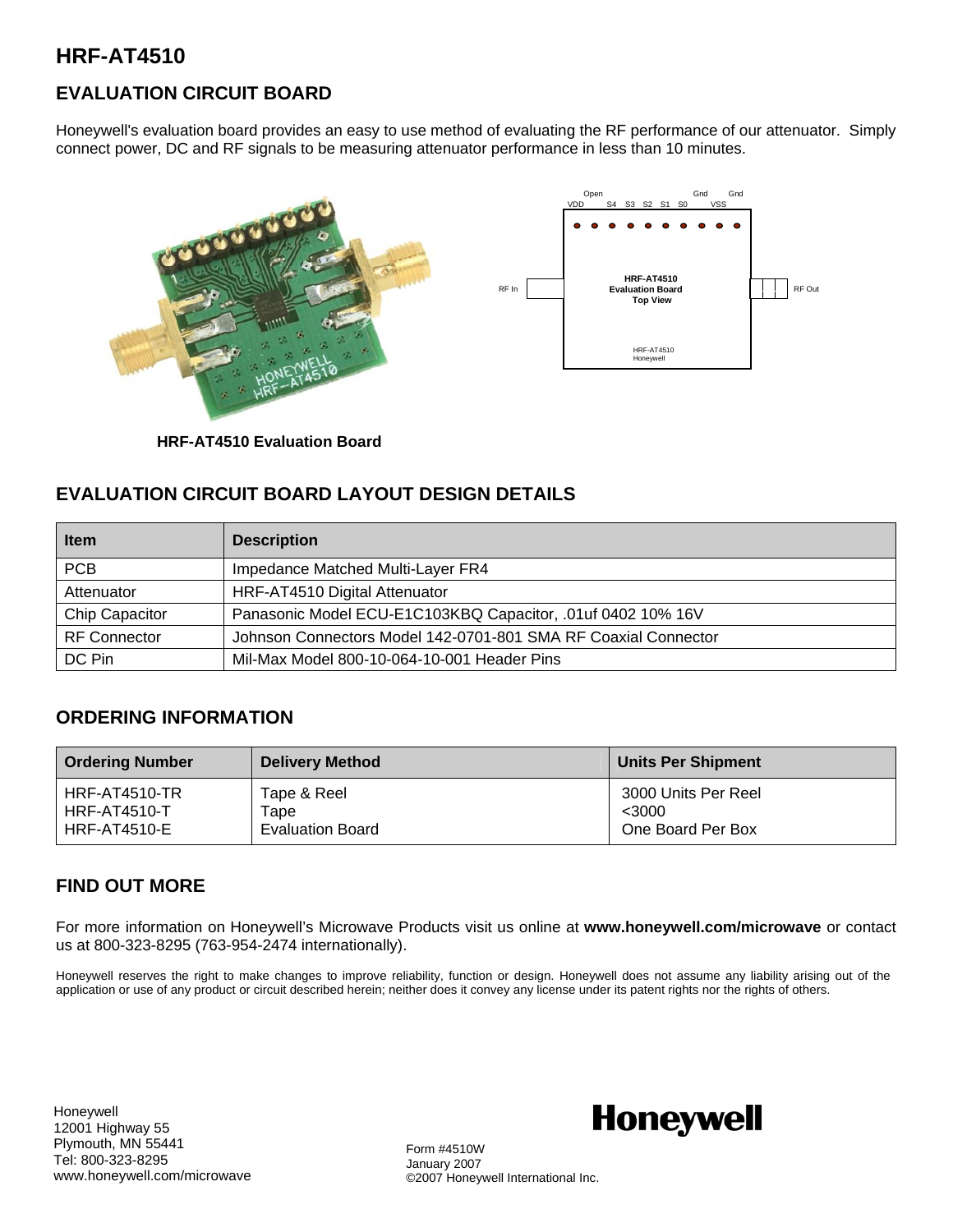# HRF-AT4510

## EVALUATION CIRCUIT BOARD

Honeywell's evaluation board provides an easy to use method of evaluating the RF performance of our attenuator. Simply connect power, DC and RF signals to be measuring attenuator performance in less than 10 minutes.

Open
VDD S4 S3 S2 S1 S0 Gnd VSS Gnd

RF In

HRF-AT4510
Evaluation Board
Top View

HRF-AT4510
Honeywell

RF Out

**HRF-AT4510 Evaluation Board**

## EVALUATION CIRCUIT BOARD LAYOUT DESIGN DETAILS

| Item | Description |
|---|---|
| PCB | Impedance Matched Multi-Layer FR4 |
| Attenuator | HRF-AT4510 Digital Attenuator |
| Chip Capacitor | Panasonic Model ECU-E1C103KBQ Capacitor, .01uf 0402 10% 16V |
| RF Connector | Johnson Connectors Model 142-0701-801 SMA RF Coaxial Connector |
| DC Pin | Mil-Max Model 800-10-064-10-001 Header Pins |

## ORDERING INFORMATION

| Ordering Number | Delivery Method | Units Per Shipment |
|---|---|---|
| HRF-AT4510-TR | Tape & Reel | 3000 Units Per Reel |
| HRF-AT4510-T | Tape | <3000 |
| HRF-AT4510-E | Evaluation Board | One Board Per Box |

## FIND OUT MORE

For more information on Honeywell's Microwave Products visit us online at **www.honeywell.com/microwave** or contact us at 800-323-8295 (763-954-2474 internationally).

Honeywell reserves the right to make changes to improve reliability, function or design. Honeywell does not assume any liability arising out of the application or use of any product or circuit described herein; neither does it convey any license under its patent rights nor the rights of others.

Honeywell
12001 Highway 55
Plymouth, MN 55441
Tel: 800-323-8295
www.honeywell.com/microwave

Form #4510W
January 2007
©2007 Honeywell International Inc.

**Honeywell**